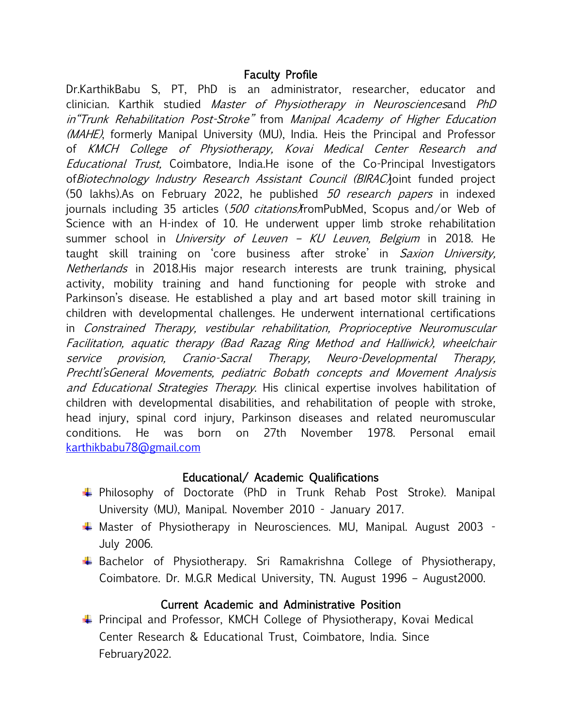## Faculty Profile

Dr.KarthikBabu S, PT, PhD is an administrator, researcher, educator and clinician. Karthik studied *Master of Physiotherapy in Neurosciences*and *PhD in"Trunk Rehabilitation Post-Stroke"* from *Manipal Academy of Higher Education (MAHE)*, formerly Manipal University (MU), India. Heis the Principal and Professor of *KMCH College of Physiotherapy, Kovai Medical Center Research and Educational Trust,* Coimbatore, India.He isone of the Co-Principal Investigators of*Biotechnology Industry Research Assistant Council (BIRAC)*joint funded project (50 lakhs).As on February 2022, he published *50 research papers* in indexed journals including 35 articles (*500 citations*)fromPubMed, Scopus and/or Web of Science with an H-index of 10. He underwent upper limb stroke rehabilitation summer school in *University of Leuven – KU Leuven, Belgium* in 2018. He taught skill training on 'core business after stroke' in *Saxion University, Netherlands* in 2018.His major research interests are trunk training, physical activity, mobility training and hand functioning for people with stroke and Parkinson's disease. He established a play and art based motor skill training in children with developmental challenges. He underwent international certifications in *Constrained Therapy, vestibular rehabilitation, Proprioceptive Neuromuscular Facilitation, aquatic therapy (Bad Razag Ring Method and Halliwick), wheelchair service provision, Cranio-Sacral Therapy, Neuro-Developmental Therapy, Prechtl'sGeneral Movements, pediatric Bobath concepts and Movement Analysis and Educational Strategies Therapy*. His clinical expertise involves habilitation of children with developmental disabilities, and rehabilitation of people with stroke, head injury, spinal cord injury, Parkinson diseases and related neuromuscular conditions. He was born on 27th November 1978. Personal email karthikbabu78@gmail.com

## Educational/ Academic Qualifications

- Philosophy of Doctorate (PhD in Trunk Rehab Post Stroke). Manipal University (MU), Manipal. November 2010 - January 2017.
- Master of Physiotherapy in Neurosciences. MU, Manipal. August 2003 - July 2006.
- Bachelor of Physiotherapy. Sri Ramakrishna College of Physiotherapy, Coimbatore. Dr. M.G.R Medical University, TN. August 1996 – August2000.

## Current Academic and Administrative Position

- Principal and Professor, KMCH College of Physiotherapy, Kovai Medical Center Research & Educational Trust, Coimbatore, India. Since February2022.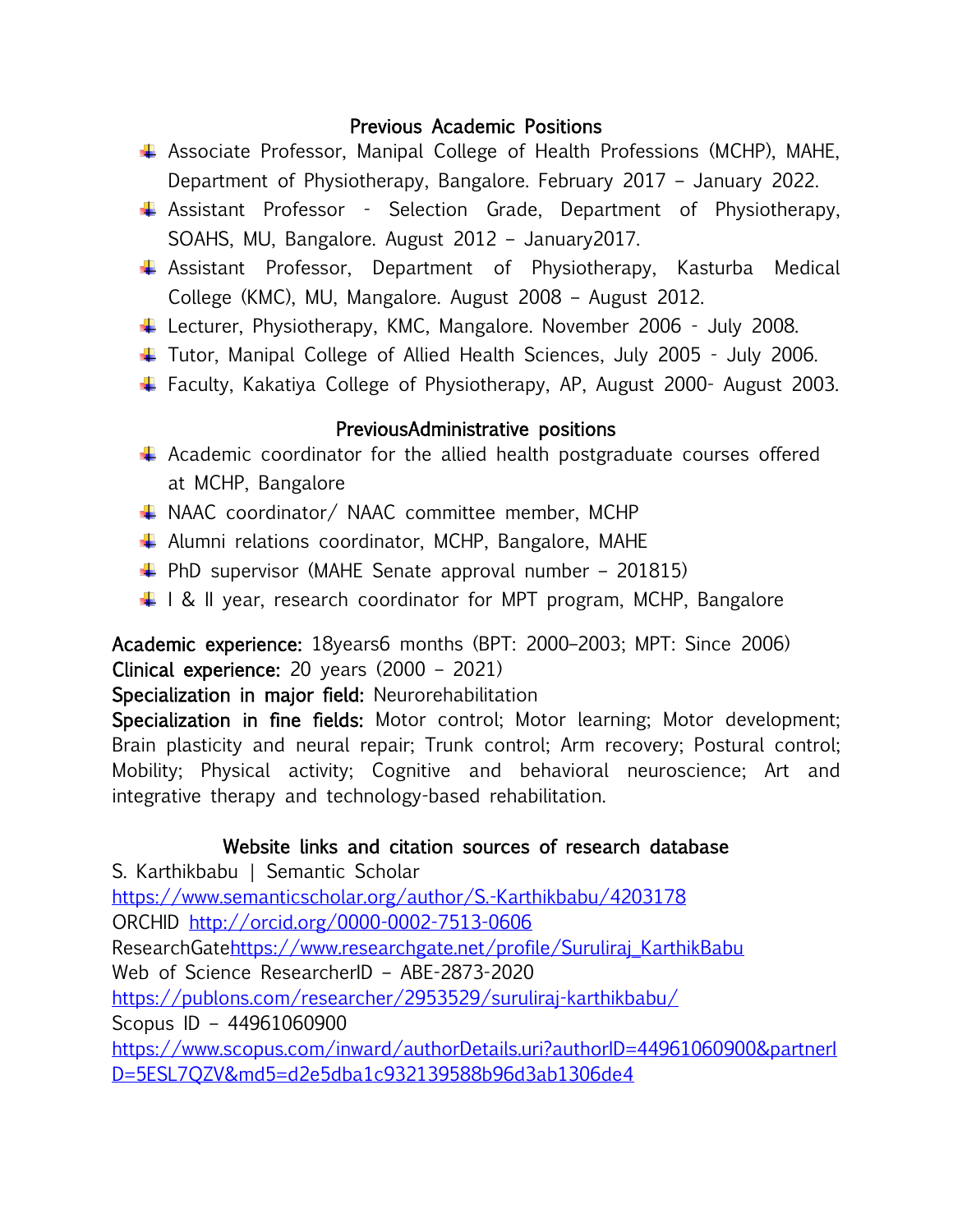## Previous Academic Positions

- Associate Professor, Manipal College of Health Professions (MCHP), MAHE, Department of Physiotherapy, Bangalore. February 2017 – January 2022.
- Assistant Professor - Selection Grade, Department of Physiotherapy, SOAHS, MU, Bangalore. August 2012 – January2017.
- Assistant Professor, Department of Physiotherapy, Kasturba Medical College (KMC), MU, Mangalore. August 2008 – August 2012.
- Lecturer, Physiotherapy, KMC, Mangalore. November 2006 - July 2008.
- Tutor, Manipal College of Allied Health Sciences, July 2005 - July 2006.
- Faculty, Kakatiya College of Physiotherapy, AP, August 2000- August 2003.

## PreviousAdministrative positions

- Academic coordinator for the allied health postgraduate courses offered at MCHP, Bangalore
- NAAC coordinator/ NAAC committee member, MCHP
- Alumni relations coordinator, MCHP, Bangalore, MAHE
- PhD supervisor (MAHE Senate approval number – 201815)
- I & II year, research coordinator for MPT program, MCHP, Bangalore

**Academic experience:** 18years6 months (BPT: 2000–2003; MPT: Since 2006)
**Clinical experience:** 20 years (2000 – 2021)
**Specialization in major field:** Neurorehabilitation
**Specialization in fine fields:** Motor control; Motor learning; Motor development; Brain plasticity and neural repair; Trunk control; Arm recovery; Postural control; Mobility; Physical activity; Cognitive and behavioral neuroscience; Art and integrative therapy and technology-based rehabilitation.

## Website links and citation sources of research database

S. Karthikbabu | Semantic Scholar
https://www.semanticscholar.org/author/S.-Karthikbabu/4203178
ORCHID http://orcid.org/0000-0002-7513-0606
ResearchGatehttps://www.researchgate.net/profile/Suruliraj_KarthikBabu
Web of Science ResearcherID – ABE-2873-2020
https://publons.com/researcher/2953529/suruliraj-karthikbabu/
Scopus ID – 44961060900
https://www.scopus.com/inward/authorDetails.uri?authorID=44961060900&partnerID=5ESL7QZV&md5=d2e5dba1c932139588b96d3ab1306de4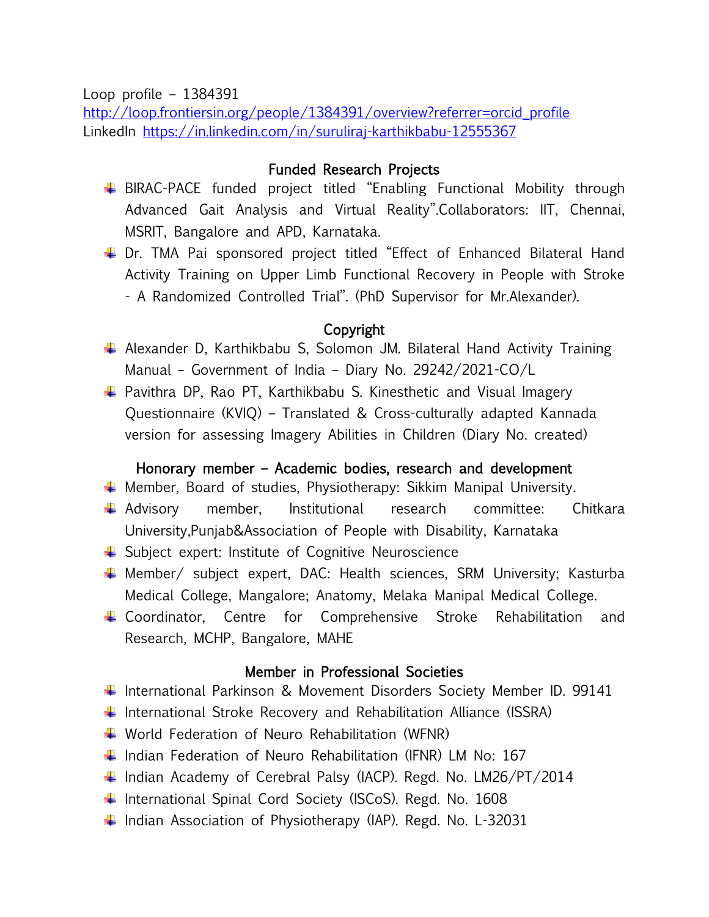Loop profile – 1384391
http://loop.frontiersin.org/people/1384391/overview?referrer=orcid_profile
LinkedIn https://in.linkedin.com/in/suruliraj-karthikbabu-12555367

## Funded Research Projects

- BIRAC-PACE funded project titled "Enabling Functional Mobility through Advanced Gait Analysis and Virtual Reality".Collaborators: IIT, Chennai, MSRIT, Bangalore and APD, Karnataka.
- Dr. TMA Pai sponsored project titled "Effect of Enhanced Bilateral Hand Activity Training on Upper Limb Functional Recovery in People with Stroke - A Randomized Controlled Trial". (PhD Supervisor for Mr.Alexander).

## Copyright

- Alexander D, Karthikbabu S, Solomon JM. Bilateral Hand Activity Training Manual – Government of India – Diary No. 29242/2021-CO/L
- Pavithra DP, Rao PT, Karthikbabu S. Kinesthetic and Visual Imagery Questionnaire (KVIQ) – Translated & Cross-culturally adapted Kannada version for assessing Imagery Abilities in Children (Diary No. created)

## Honorary member – Academic bodies, research and development

- Member, Board of studies, Physiotherapy: Sikkim Manipal University.
- Advisory member, Institutional research committee: Chitkara University,Punjab&Association of People with Disability, Karnataka
- Subject expert: Institute of Cognitive Neuroscience
- Member/ subject expert, DAC: Health sciences, SRM University; Kasturba Medical College, Mangalore; Anatomy, Melaka Manipal Medical College.
- Coordinator, Centre for Comprehensive Stroke Rehabilitation and Research, MCHP, Bangalore, MAHE

## Member in Professional Societies

- International Parkinson & Movement Disorders Society Member ID. 99141
- International Stroke Recovery and Rehabilitation Alliance (ISSRA)
- World Federation of Neuro Rehabilitation (WFNR)
- Indian Federation of Neuro Rehabilitation (IFNR) LM No: 167
- Indian Academy of Cerebral Palsy (IACP). Regd. No. LM26/PT/2014
- International Spinal Cord Society (ISCoS). Regd. No. 1608
- Indian Association of Physiotherapy (IAP). Regd. No. L-32031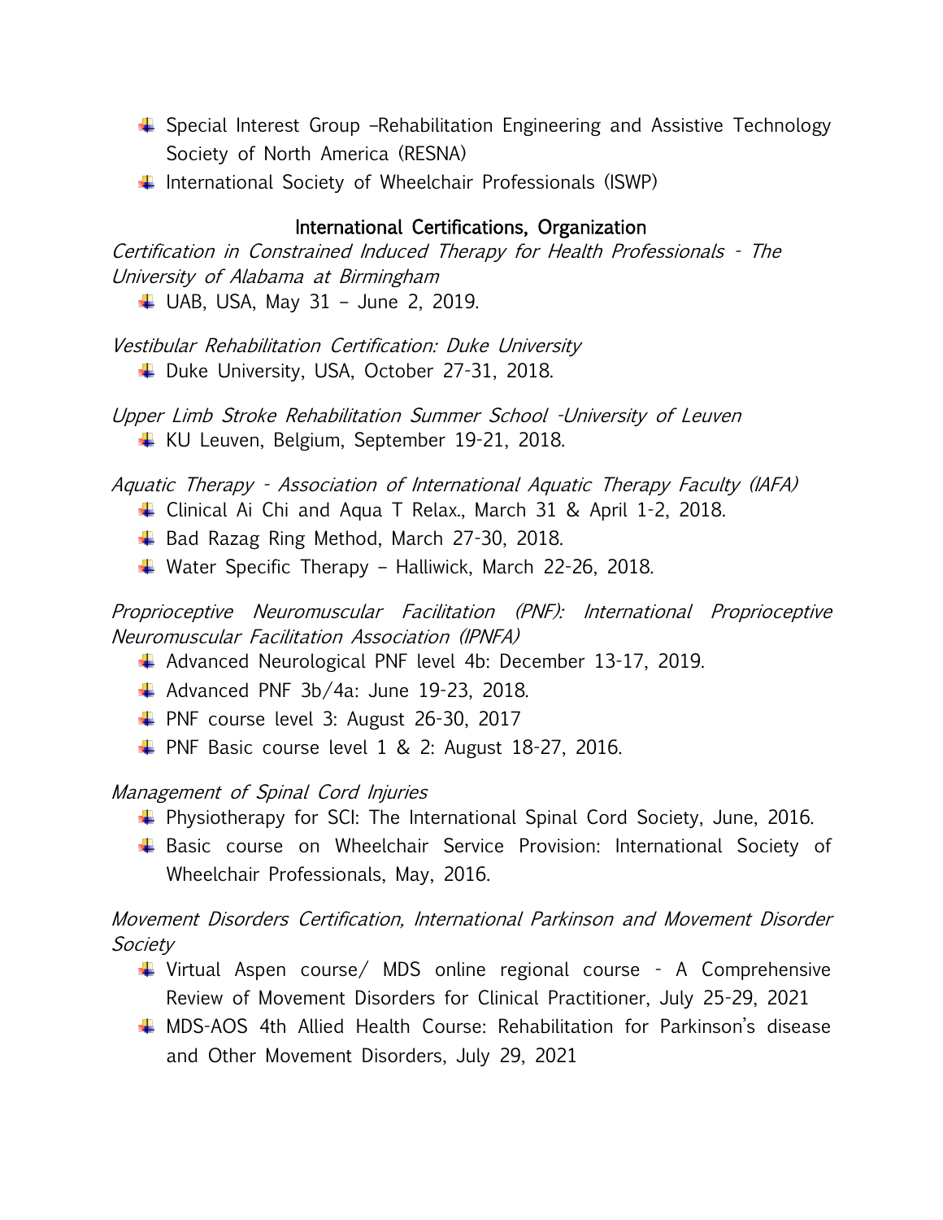- Special Interest Group –Rehabilitation Engineering and Assistive Technology Society of North America (RESNA)
- International Society of Wheelchair Professionals (ISWP)

## International Certifications, Organization

*Certification in Constrained Induced Therapy for Health Professionals - The University of Alabama at Birmingham*

- UAB, USA, May 31 – June 2, 2019.

*Vestibular Rehabilitation Certification: Duke University*

- Duke University, USA, October 27-31, 2018.

*Upper Limb Stroke Rehabilitation Summer School -University of Leuven*

- KU Leuven, Belgium, September 19-21, 2018.

*Aquatic Therapy - Association of International Aquatic Therapy Faculty (IAFA)*

- Clinical Ai Chi and Aqua T Relax., March 31 & April 1-2, 2018.
- Bad Razag Ring Method, March 27-30, 2018.
- Water Specific Therapy – Halliwick, March 22-26, 2018.

*Proprioceptive Neuromuscular Facilitation (PNF): International Proprioceptive Neuromuscular Facilitation Association (IPNFA)*

- Advanced Neurological PNF level 4b: December 13-17, 2019.
- Advanced PNF 3b/4a: June 19-23, 2018.
- PNF course level 3: August 26-30, 2017
- PNF Basic course level 1 & 2: August 18-27, 2016.

*Management of Spinal Cord Injuries*

- Physiotherapy for SCI: The International Spinal Cord Society, June, 2016.
- Basic course on Wheelchair Service Provision: International Society of Wheelchair Professionals, May, 2016.

*Movement Disorders Certification, International Parkinson and Movement Disorder Society*

- Virtual Aspen course/ MDS online regional course - A Comprehensive Review of Movement Disorders for Clinical Practitioner, July 25-29, 2021
- MDS-AOS 4th Allied Health Course: Rehabilitation for Parkinson's disease and Other Movement Disorders, July 29, 2021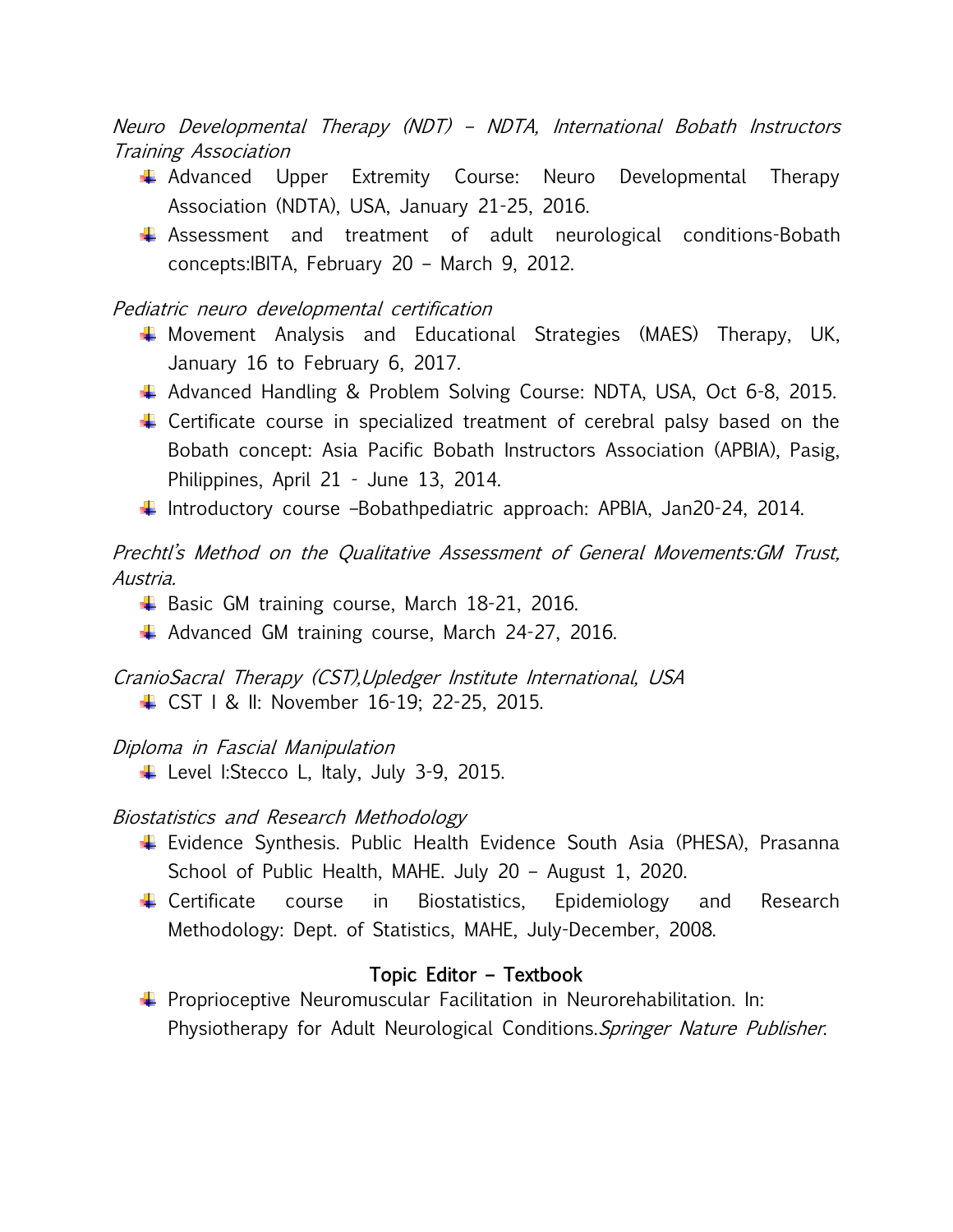*Neuro Developmental Therapy (NDT) – NDTA, International Bobath Instructors Training Association*

- Advanced Upper Extremity Course: Neuro Developmental Therapy Association (NDTA), USA, January 21-25, 2016.
- Assessment and treatment of adult neurological conditions-Bobath concepts:IBITA, February 20 – March 9, 2012.

*Pediatric neuro developmental certification*

- Movement Analysis and Educational Strategies (MAES) Therapy, UK, January 16 to February 6, 2017.
- Advanced Handling & Problem Solving Course: NDTA, USA, Oct 6-8, 2015.
- Certificate course in specialized treatment of cerebral palsy based on the Bobath concept: Asia Pacific Bobath Instructors Association (APBIA), Pasig, Philippines, April 21 - June 13, 2014.
- Introductory course –Bobathpediatric approach: APBIA, Jan20-24, 2014.

*Prechtl's Method on the Qualitative Assessment of General Movements:GM Trust, Austria.*

- Basic GM training course, March 18-21, 2016.
- Advanced GM training course, March 24-27, 2016.

*CranioSacral Therapy (CST),Upledger Institute International, USA*

- CST I & II: November 16-19; 22-25, 2015.

*Diploma in Fascial Manipulation*

- Level I:Stecco L, Italy, July 3-9, 2015.

*Biostatistics and Research Methodology*

- Evidence Synthesis. Public Health Evidence South Asia (PHESA), Prasanna School of Public Health, MAHE. July 20 – August 1, 2020.
- Certificate course in Biostatistics, Epidemiology and Research Methodology: Dept. of Statistics, MAHE, July-December, 2008.

## Topic Editor – Textbook

- Proprioceptive Neuromuscular Facilitation in Neurorehabilitation. In: Physiotherapy for Adult Neurological Conditions.*Springer Nature Publisher*.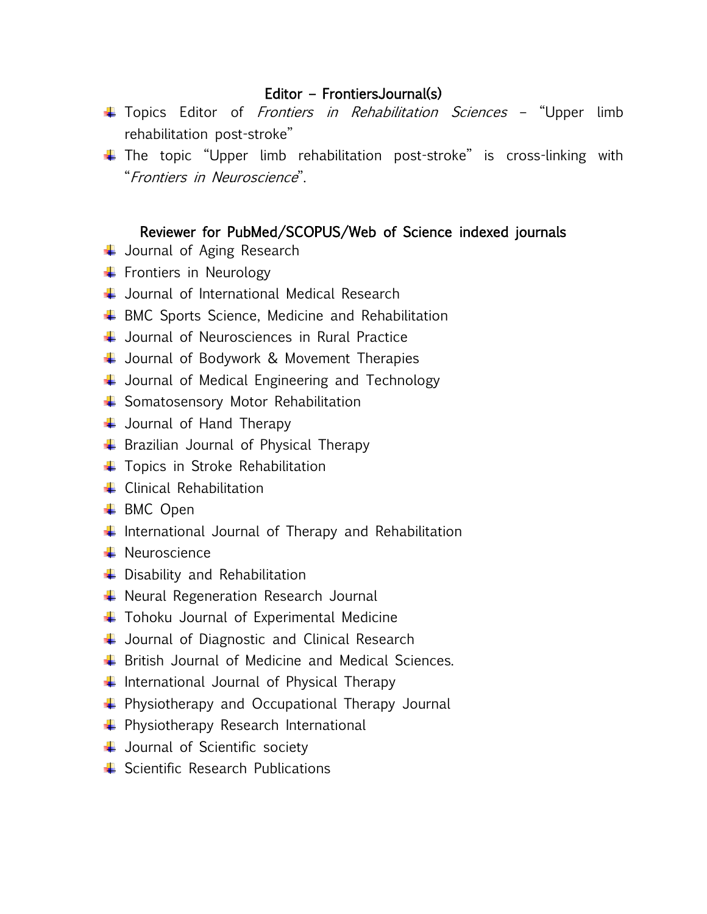## Editor – FrontiersJournal(s)

- Topics Editor of *Frontiers in Rehabilitation Sciences* – "Upper limb rehabilitation post-stroke"
- The topic "Upper limb rehabilitation post-stroke" is cross-linking with "*Frontiers in Neuroscience*".

## Reviewer for PubMed/SCOPUS/Web of Science indexed journals

- Journal of Aging Research
- Frontiers in Neurology
- Journal of International Medical Research
- BMC Sports Science, Medicine and Rehabilitation
- Journal of Neurosciences in Rural Practice
- Journal of Bodywork & Movement Therapies
- Journal of Medical Engineering and Technology
- Somatosensory Motor Rehabilitation
- Journal of Hand Therapy
- Brazilian Journal of Physical Therapy
- Topics in Stroke Rehabilitation
- Clinical Rehabilitation
- BMC Open
- International Journal of Therapy and Rehabilitation
- Neuroscience
- Disability and Rehabilitation
- Neural Regeneration Research Journal
- Tohoku Journal of Experimental Medicine
- Journal of Diagnostic and Clinical Research
- British Journal of Medicine and Medical Sciences.
- International Journal of Physical Therapy
- Physiotherapy and Occupational Therapy Journal
- Physiotherapy Research International
- Journal of Scientific society
- Scientific Research Publications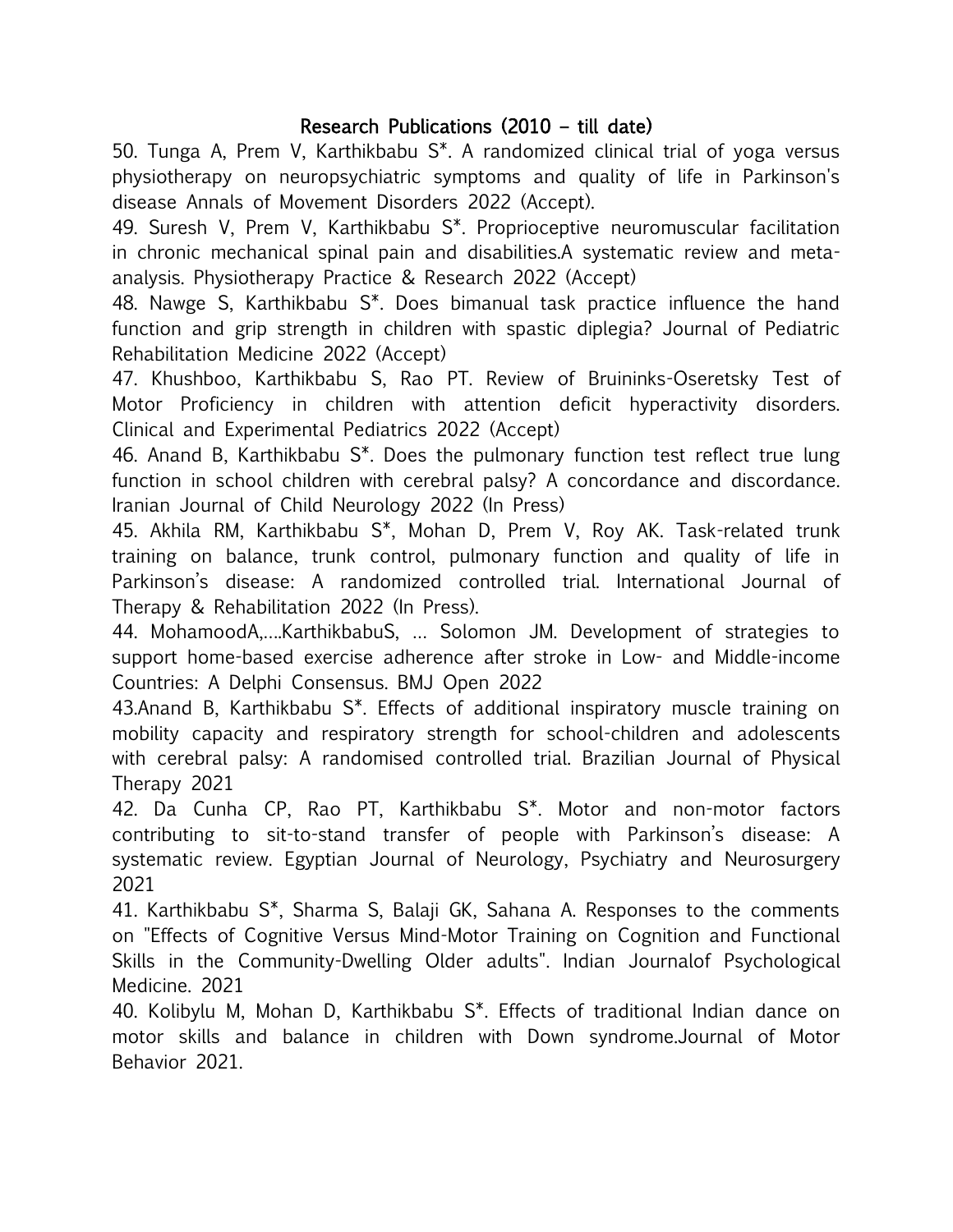## Research Publications (2010 – till date)

50. Tunga A, Prem V, Karthikbabu S*. A randomized clinical trial of yoga versus physiotherapy on neuropsychiatric symptoms and quality of life in Parkinson's disease Annals of Movement Disorders 2022 (Accept).

49. Suresh V, Prem V, Karthikbabu S*. Proprioceptive neuromuscular facilitation in chronic mechanical spinal pain and disabilities.A systematic review and meta-analysis. Physiotherapy Practice & Research 2022 (Accept)

48. Nawge S, Karthikbabu S*. Does bimanual task practice influence the hand function and grip strength in children with spastic diplegia? Journal of Pediatric Rehabilitation Medicine 2022 (Accept)

47. Khushboo, Karthikbabu S, Rao PT. Review of Bruininks-Oseretsky Test of Motor Proficiency in children with attention deficit hyperactivity disorders. Clinical and Experimental Pediatrics 2022 (Accept)

46. Anand B, Karthikbabu S*. Does the pulmonary function test reflect true lung function in school children with cerebral palsy? A concordance and discordance. Iranian Journal of Child Neurology 2022 (In Press)

45. Akhila RM, Karthikbabu S*, Mohan D, Prem V, Roy AK. Task-related trunk training on balance, trunk control, pulmonary function and quality of life in Parkinson's disease: A randomized controlled trial. International Journal of Therapy & Rehabilitation 2022 (In Press).

44. MohamoodA,….KarthikbabuS, … Solomon JM. Development of strategies to support home-based exercise adherence after stroke in Low- and Middle-income Countries: A Delphi Consensus. BMJ Open 2022

43.Anand B, Karthikbabu S*. Effects of additional inspiratory muscle training on mobility capacity and respiratory strength for school-children and adolescents with cerebral palsy: A randomised controlled trial. Brazilian Journal of Physical Therapy 2021

42. Da Cunha CP, Rao PT, Karthikbabu S*. Motor and non-motor factors contributing to sit-to-stand transfer of people with Parkinson's disease: A systematic review. Egyptian Journal of Neurology, Psychiatry and Neurosurgery 2021

41. Karthikbabu S*, Sharma S, Balaji GK, Sahana A. Responses to the comments on "Effects of Cognitive Versus Mind-Motor Training on Cognition and Functional Skills in the Community-Dwelling Older adults". Indian Journalof Psychological Medicine. 2021

40. Kolibylu M, Mohan D, Karthikbabu S*. Effects of traditional Indian dance on motor skills and balance in children with Down syndrome.Journal of Motor Behavior 2021.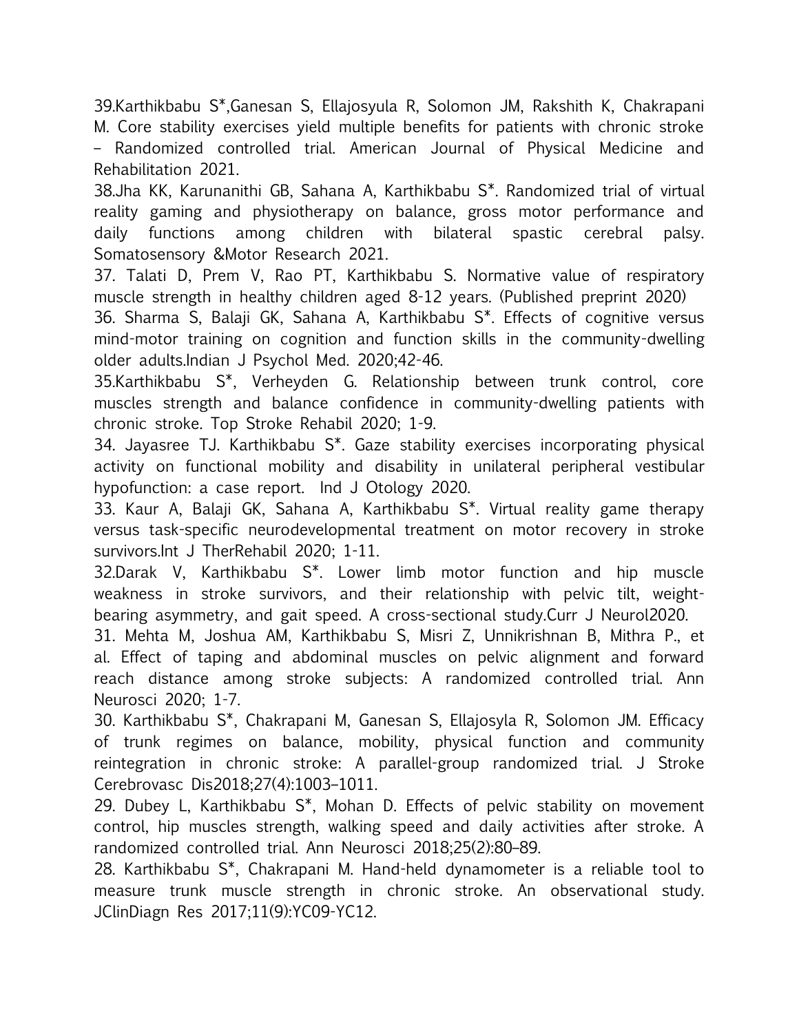39.Karthikbabu S*,Ganesan S, Ellajosyula R, Solomon JM, Rakshith K, Chakrapani M. Core stability exercises yield multiple benefits for patients with chronic stroke – Randomized controlled trial. American Journal of Physical Medicine and Rehabilitation 2021.

38.Jha KK, Karunanithi GB, Sahana A, Karthikbabu S*. Randomized trial of virtual reality gaming and physiotherapy on balance, gross motor performance and daily functions among children with bilateral spastic cerebral palsy. Somatosensory &Motor Research 2021.

37. Talati D, Prem V, Rao PT, Karthikbabu S. Normative value of respiratory muscle strength in healthy children aged 8-12 years. (Published preprint 2020)

36. Sharma S, Balaji GK, Sahana A, Karthikbabu S*. Effects of cognitive versus mind-motor training on cognition and function skills in the community-dwelling older adults.Indian J Psychol Med. 2020;42-46.

35.Karthikbabu S*, Verheyden G. Relationship between trunk control, core muscles strength and balance confidence in community-dwelling patients with chronic stroke. Top Stroke Rehabil 2020; 1-9.

34. Jayasree TJ. Karthikbabu S*. Gaze stability exercises incorporating physical activity on functional mobility and disability in unilateral peripheral vestibular hypofunction: a case report. Ind J Otology 2020.

33. Kaur A, Balaji GK, Sahana A, Karthikbabu S*. Virtual reality game therapy versus task-specific neurodevelopmental treatment on motor recovery in stroke survivors.Int J TherRehabil 2020; 1-11.

32.Darak V, Karthikbabu S*. Lower limb motor function and hip muscle weakness in stroke survivors, and their relationship with pelvic tilt, weight-bearing asymmetry, and gait speed. A cross-sectional study.Curr J Neurol2020.

31. Mehta M, Joshua AM, Karthikbabu S, Misri Z, Unnikrishnan B, Mithra P., et al. Effect of taping and abdominal muscles on pelvic alignment and forward reach distance among stroke subjects: A randomized controlled trial. Ann Neurosci 2020; 1-7.

30. Karthikbabu S*, Chakrapani M, Ganesan S, Ellajosyla R, Solomon JM. Efficacy of trunk regimes on balance, mobility, physical function and community reintegration in chronic stroke: A parallel-group randomized trial. J Stroke Cerebrovasc Dis2018;27(4):1003–1011.

29. Dubey L, Karthikbabu S*, Mohan D. Effects of pelvic stability on movement control, hip muscles strength, walking speed and daily activities after stroke. A randomized controlled trial. Ann Neurosci 2018;25(2):80–89.

28. Karthikbabu S*, Chakrapani M. Hand-held dynamometer is a reliable tool to measure trunk muscle strength in chronic stroke. An observational study. JClinDiagn Res 2017;11(9):YC09-YC12.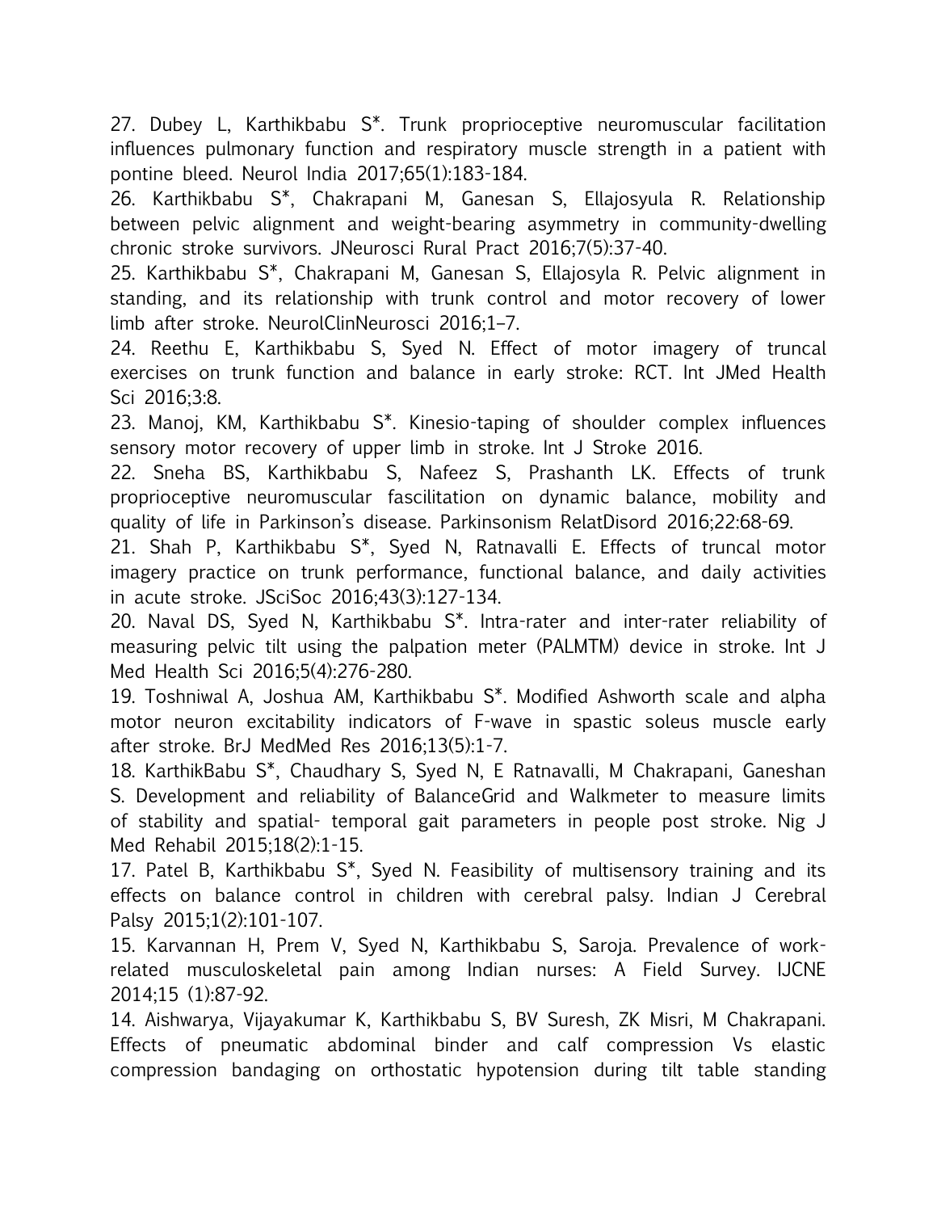27. Dubey L, Karthikbabu S*. Trunk proprioceptive neuromuscular facilitation influences pulmonary function and respiratory muscle strength in a patient with pontine bleed. Neurol India 2017;65(1):183-184.

26. Karthikbabu S*, Chakrapani M, Ganesan S, Ellajosyula R. Relationship between pelvic alignment and weight-bearing asymmetry in community-dwelling chronic stroke survivors. JNeurosci Rural Pract 2016;7(5):37-40.

25. Karthikbabu S*, Chakrapani M, Ganesan S, Ellajosyla R. Pelvic alignment in standing, and its relationship with trunk control and motor recovery of lower limb after stroke. NeurolClinNeurosci 2016;1–7.

24. Reethu E, Karthikbabu S, Syed N. Effect of motor imagery of truncal exercises on trunk function and balance in early stroke: RCT. Int JMed Health Sci 2016;3:8.

23. Manoj, KM, Karthikbabu S*. Kinesio-taping of shoulder complex influences sensory motor recovery of upper limb in stroke. Int J Stroke 2016.

22. Sneha BS, Karthikbabu S, Nafeez S, Prashanth LK. Effects of trunk proprioceptive neuromuscular fascilitation on dynamic balance, mobility and quality of life in Parkinson's disease. Parkinsonism RelatDisord 2016;22:68-69.

21. Shah P, Karthikbabu S*, Syed N, Ratnavalli E. Effects of truncal motor imagery practice on trunk performance, functional balance, and daily activities in acute stroke. JSciSoc 2016;43(3):127-134.

20. Naval DS, Syed N, Karthikbabu S*. Intra-rater and inter-rater reliability of measuring pelvic tilt using the palpation meter (PALMTM) device in stroke. Int J Med Health Sci 2016;5(4):276-280.

19. Toshniwal A, Joshua AM, Karthikbabu S*. Modified Ashworth scale and alpha motor neuron excitability indicators of F-wave in spastic soleus muscle early after stroke. BrJ MedMed Res 2016;13(5):1-7.

18. KarthikBabu S*, Chaudhary S, Syed N, E Ratnavalli, M Chakrapani, Ganeshan S. Development and reliability of BalanceGrid and Walkmeter to measure limits of stability and spatial- temporal gait parameters in people post stroke. Nig J Med Rehabil 2015;18(2):1-15.

17. Patel B, Karthikbabu S*, Syed N. Feasibility of multisensory training and its effects on balance control in children with cerebral palsy. Indian J Cerebral Palsy 2015;1(2):101-107.

15. Karvannan H, Prem V, Syed N, Karthikbabu S, Saroja. Prevalence of work-related musculoskeletal pain among Indian nurses: A Field Survey. IJCNE 2014;15 (1):87-92.

14. Aishwarya, Vijayakumar K, Karthikbabu S, BV Suresh, ZK Misri, M Chakrapani. Effects of pneumatic abdominal binder and calf compression Vs elastic compression bandaging on orthostatic hypotension during tilt table standing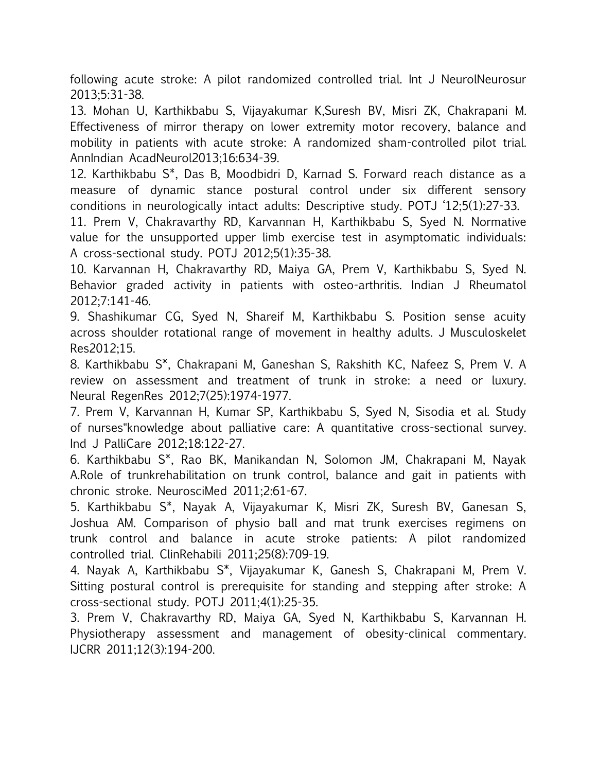following acute stroke: A pilot randomized controlled trial. Int J NeurolNeurosur 2013;5:31-38.

13. Mohan U, Karthikbabu S, Vijayakumar K,Suresh BV, Misri ZK, Chakrapani M. Effectiveness of mirror therapy on lower extremity motor recovery, balance and mobility in patients with acute stroke: A randomized sham-controlled pilot trial. AnnIndian AcadNeurol2013;16:634-39.

12. Karthikbabu S*, Das B, Moodbidri D, Karnad S. Forward reach distance as a measure of dynamic stance postural control under six different sensory conditions in neurologically intact adults: Descriptive study. POTJ '12;5(1):27-33.

11. Prem V, Chakravarthy RD, Karvannan H, Karthikbabu S, Syed N. Normative value for the unsupported upper limb exercise test in asymptomatic individuals: A cross-sectional study. POTJ 2012;5(1):35-38.

10. Karvannan H, Chakravarthy RD, Maiya GA, Prem V, Karthikbabu S, Syed N. Behavior graded activity in patients with osteo-arthritis. Indian J Rheumatol 2012;7:141-46.

9. Shashikumar CG, Syed N, Shareif M, Karthikbabu S. Position sense acuity across shoulder rotational range of movement in healthy adults. J Musculoskelet Res2012;15.

8. Karthikbabu S*, Chakrapani M, Ganeshan S, Rakshith KC, Nafeez S, Prem V. A review on assessment and treatment of trunk in stroke: a need or luxury. Neural RegenRes 2012;7(25):1974-1977.

7. Prem V, Karvannan H, Kumar SP, Karthikbabu S, Syed N, Sisodia et al. Study of nurses"knowledge about palliative care: A quantitative cross-sectional survey. Ind J PalliCare 2012;18:122-27.

6. Karthikbabu S*, Rao BK, Manikandan N, Solomon JM, Chakrapani M, Nayak A.Role of trunkrehabilitation on trunk control, balance and gait in patients with chronic stroke. NeurosciMed 2011;2:61-67.

5. Karthikbabu S*, Nayak A, Vijayakumar K, Misri ZK, Suresh BV, Ganesan S, Joshua AM. Comparison of physio ball and mat trunk exercises regimens on trunk control and balance in acute stroke patients: A pilot randomized controlled trial. ClinRehabili 2011;25(8):709-19.

4. Nayak A, Karthikbabu S*, Vijayakumar K, Ganesh S, Chakrapani M, Prem V. Sitting postural control is prerequisite for standing and stepping after stroke: A cross-sectional study. POTJ 2011;4(1):25-35.

3. Prem V, Chakravarthy RD, Maiya GA, Syed N, Karthikbabu S, Karvannan H. Physiotherapy assessment and management of obesity-clinical commentary. IJCRR 2011;12(3):194-200.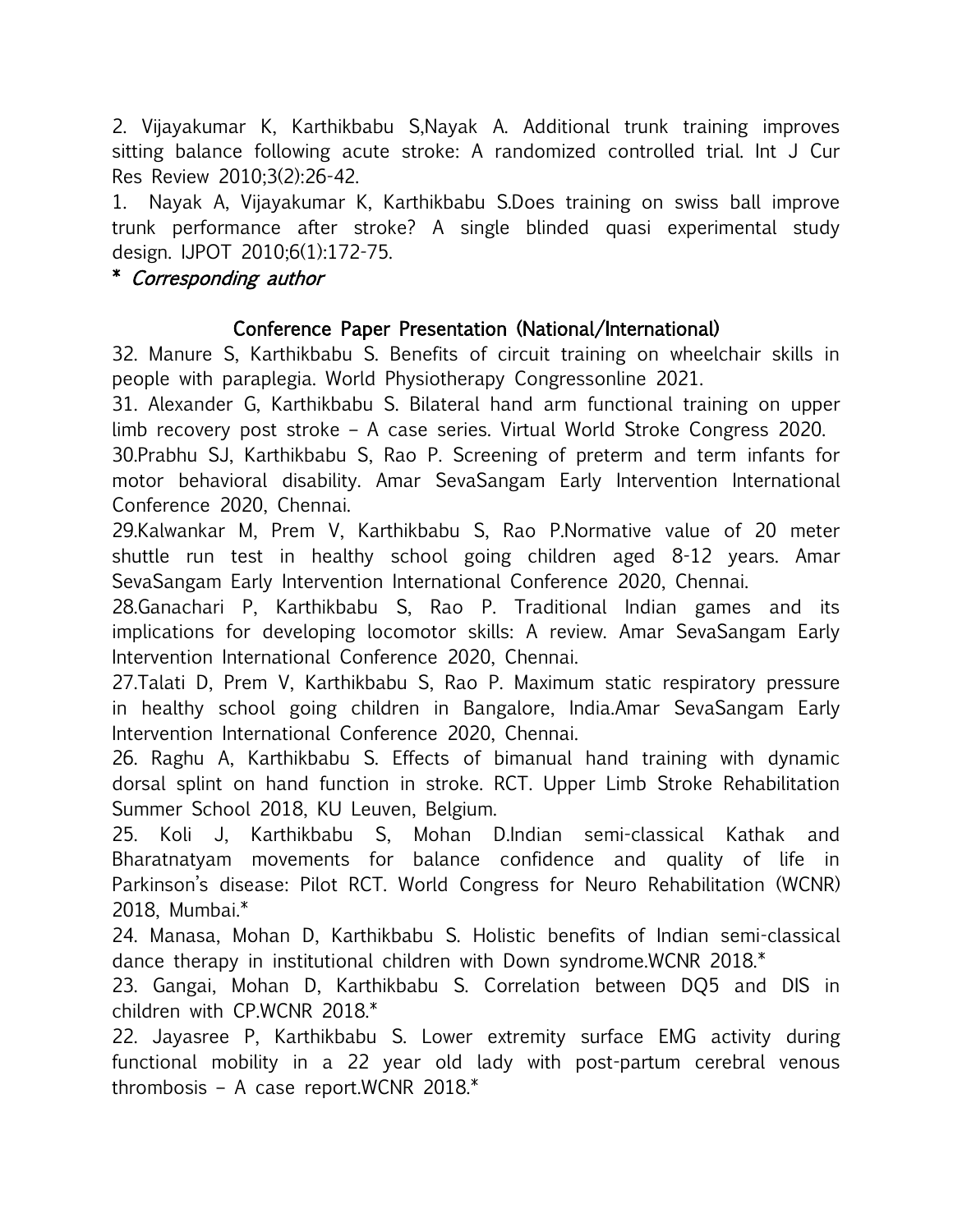2. Vijayakumar K, Karthikbabu S,Nayak A. Additional trunk training improves sitting balance following acute stroke: A randomized controlled trial. Int J Cur Res Review 2010;3(2):26-42.

1. Nayak A, Vijayakumar K, Karthikbabu S.Does training on swiss ball improve trunk performance after stroke? A single blinded quasi experimental study design. IJPOT 2010;6(1):172-75.

**\*** *Corresponding author*

## Conference Paper Presentation (National/International)

32. Manure S, Karthikbabu S. Benefits of circuit training on wheelchair skills in people with paraplegia. World Physiotherapy Congressonline 2021.

31. Alexander G, Karthikbabu S. Bilateral hand arm functional training on upper limb recovery post stroke – A case series. Virtual World Stroke Congress 2020.

30.Prabhu SJ, Karthikbabu S, Rao P. Screening of preterm and term infants for motor behavioral disability. Amar SevaSangam Early Intervention International Conference 2020, Chennai.

29.Kalwankar M, Prem V, Karthikbabu S, Rao P.Normative value of 20 meter shuttle run test in healthy school going children aged 8-12 years. Amar SevaSangam Early Intervention International Conference 2020, Chennai.

28.Ganachari P, Karthikbabu S, Rao P. Traditional Indian games and its implications for developing locomotor skills: A review. Amar SevaSangam Early Intervention International Conference 2020, Chennai.

27.Talati D, Prem V, Karthikbabu S, Rao P. Maximum static respiratory pressure in healthy school going children in Bangalore, India.Amar SevaSangam Early Intervention International Conference 2020, Chennai.

26. Raghu A, Karthikbabu S. Effects of bimanual hand training with dynamic dorsal splint on hand function in stroke. RCT. Upper Limb Stroke Rehabilitation Summer School 2018, KU Leuven, Belgium.

25. Koli J, Karthikbabu S, Mohan D.Indian semi-classical Kathak and Bharatnatyam movements for balance confidence and quality of life in Parkinson's disease: Pilot RCT. World Congress for Neuro Rehabilitation (WCNR) 2018, Mumbai.*

24. Manasa, Mohan D, Karthikbabu S. Holistic benefits of Indian semi-classical dance therapy in institutional children with Down syndrome.WCNR 2018.*

23. Gangai, Mohan D, Karthikbabu S. Correlation between DQ5 and DIS in children with CP.WCNR 2018.*

22. Jayasree P, Karthikbabu S. Lower extremity surface EMG activity during functional mobility in a 22 year old lady with post-partum cerebral venous thrombosis – A case report.WCNR 2018.*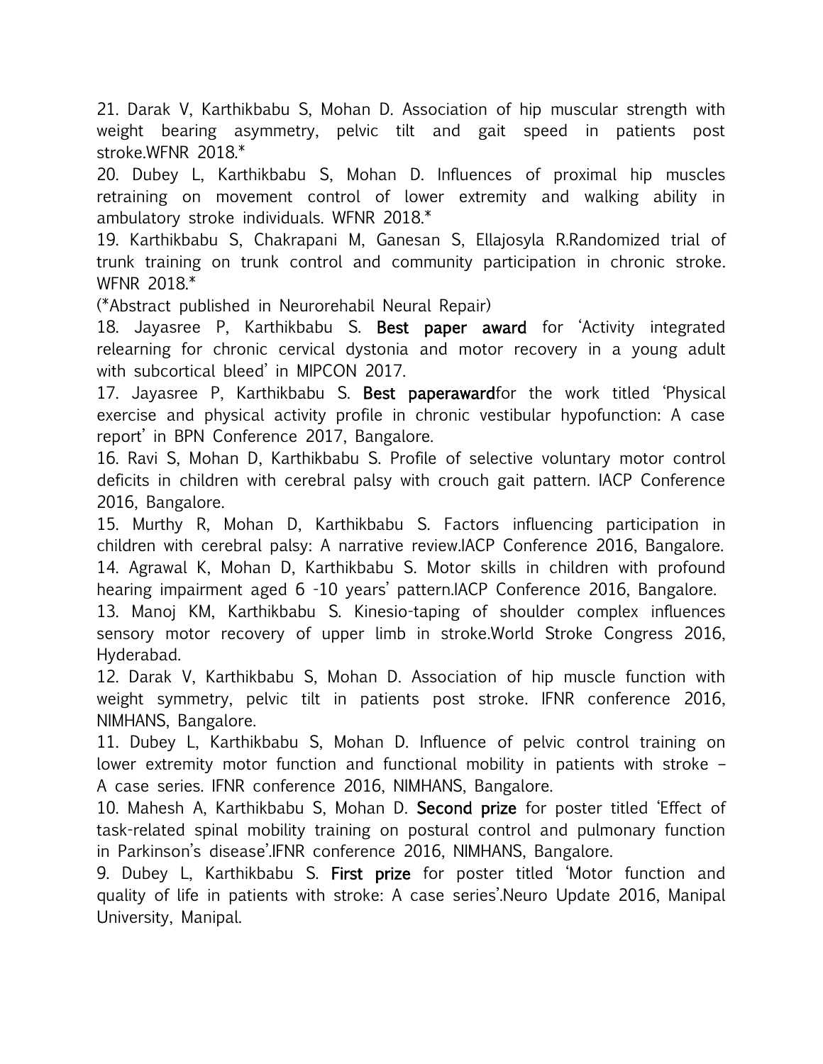21. Darak V, Karthikbabu S, Mohan D. Association of hip muscular strength with weight bearing asymmetry, pelvic tilt and gait speed in patients post stroke.WFNR 2018.*

20. Dubey L, Karthikbabu S, Mohan D. Influences of proximal hip muscles retraining on movement control of lower extremity and walking ability in ambulatory stroke individuals. WFNR 2018.*

19. Karthikbabu S, Chakrapani M, Ganesan S, Ellajosyla R.Randomized trial of trunk training on trunk control and community participation in chronic stroke. WFNR 2018.*

(*Abstract published in Neurorehabil Neural Repair)

18. Jayasree P, Karthikbabu S. **Best paper award** for 'Activity integrated relearning for chronic cervical dystonia and motor recovery in a young adult with subcortical bleed' in MIPCON 2017.

17. Jayasree P, Karthikbabu S. **Best paperaward**for the work titled 'Physical exercise and physical activity profile in chronic vestibular hypofunction: A case report' in BPN Conference 2017, Bangalore.

16. Ravi S, Mohan D, Karthikbabu S. Profile of selective voluntary motor control deficits in children with cerebral palsy with crouch gait pattern. IACP Conference 2016, Bangalore.

15. Murthy R, Mohan D, Karthikbabu S. Factors influencing participation in children with cerebral palsy: A narrative review.IACP Conference 2016, Bangalore.

14. Agrawal K, Mohan D, Karthikbabu S. Motor skills in children with profound hearing impairment aged 6 -10 years' pattern.IACP Conference 2016, Bangalore.

13. Manoj KM, Karthikbabu S. Kinesio-taping of shoulder complex influences sensory motor recovery of upper limb in stroke.World Stroke Congress 2016, Hyderabad.

12. Darak V, Karthikbabu S, Mohan D. Association of hip muscle function with weight symmetry, pelvic tilt in patients post stroke. IFNR conference 2016, NIMHANS, Bangalore.

11. Dubey L, Karthikbabu S, Mohan D. Influence of pelvic control training on lower extremity motor function and functional mobility in patients with stroke – A case series. IFNR conference 2016, NIMHANS, Bangalore.

10. Mahesh A, Karthikbabu S, Mohan D. **Second prize** for poster titled 'Effect of task-related spinal mobility training on postural control and pulmonary function in Parkinson's disease'.IFNR conference 2016, NIMHANS, Bangalore.

9. Dubey L, Karthikbabu S. **First prize** for poster titled 'Motor function and quality of life in patients with stroke: A case series'.Neuro Update 2016, Manipal University, Manipal.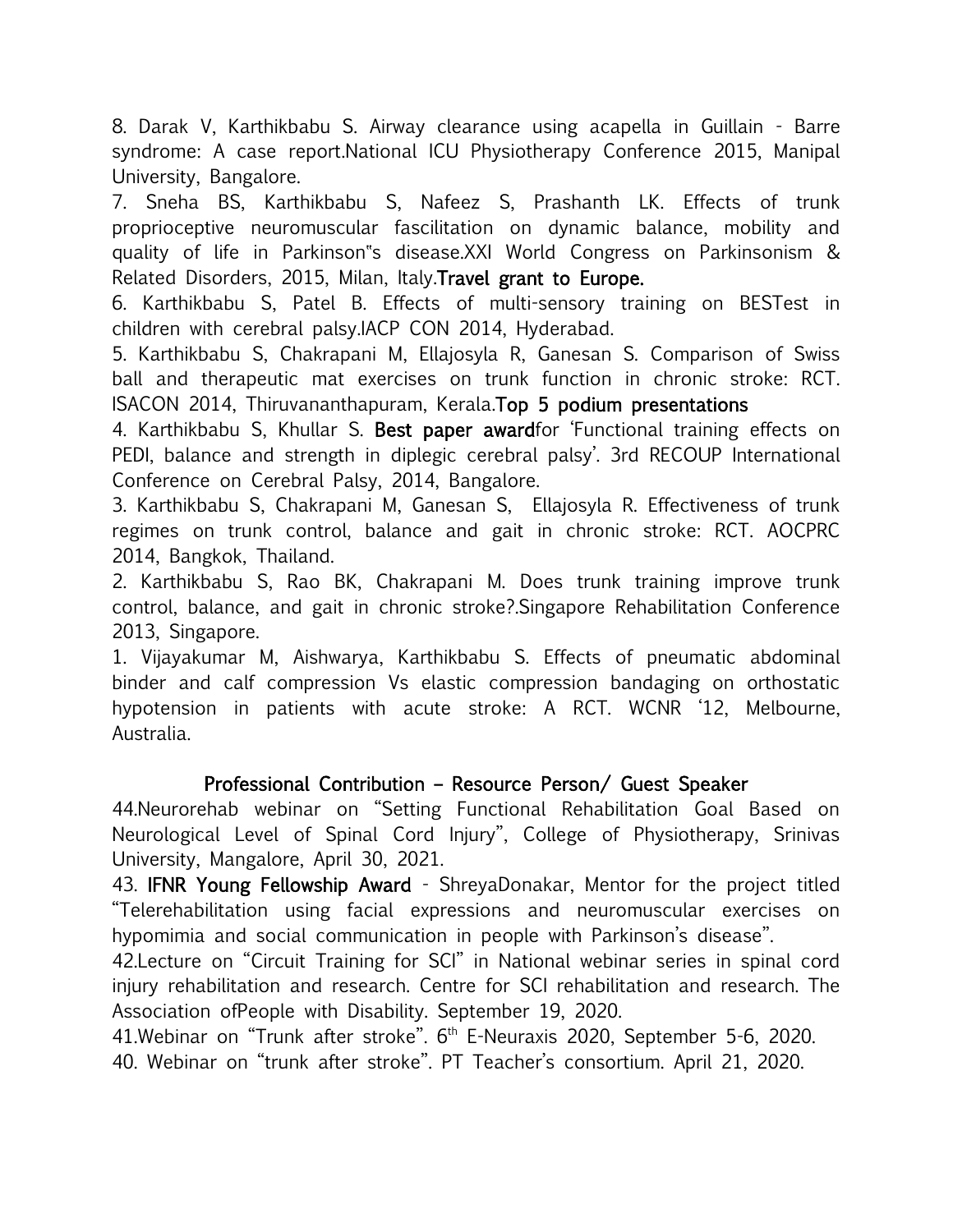8. Darak V, Karthikbabu S. Airway clearance using acapella in Guillain - Barre syndrome: A case report.National ICU Physiotherapy Conference 2015, Manipal University, Bangalore.

7. Sneha BS, Karthikbabu S, Nafeez S, Prashanth LK. Effects of trunk proprioceptive neuromuscular fascilitation on dynamic balance, mobility and quality of life in Parkinson"s disease.XXI World Congress on Parkinsonism & Related Disorders, 2015, Milan, Italy.**Travel grant to Europe.**

6. Karthikbabu S, Patel B. Effects of multi-sensory training on BESTest in children with cerebral palsy.IACP CON 2014, Hyderabad.

5. Karthikbabu S, Chakrapani M, Ellajosyla R, Ganesan S. Comparison of Swiss ball and therapeutic mat exercises on trunk function in chronic stroke: RCT. ISACON 2014, Thiruvananthapuram, Kerala.**Top 5 podium presentations**

4. Karthikbabu S, Khullar S. **Best paper award**for 'Functional training effects on PEDI, balance and strength in diplegic cerebral palsy'. 3rd RECOUP International Conference on Cerebral Palsy, 2014, Bangalore.

3. Karthikbabu S, Chakrapani M, Ganesan S, Ellajosyla R. Effectiveness of trunk regimes on trunk control, balance and gait in chronic stroke: RCT. AOCPRC 2014, Bangkok, Thailand.

2. Karthikbabu S, Rao BK, Chakrapani M. Does trunk training improve trunk control, balance, and gait in chronic stroke?.Singapore Rehabilitation Conference 2013, Singapore.

1. Vijayakumar M, Aishwarya, Karthikbabu S. Effects of pneumatic abdominal binder and calf compression Vs elastic compression bandaging on orthostatic hypotension in patients with acute stroke: A RCT. WCNR '12, Melbourne, Australia.

## Professional Contribution – Resource Person/ Guest Speaker

44.Neurorehab webinar on "Setting Functional Rehabilitation Goal Based on Neurological Level of Spinal Cord Injury", College of Physiotherapy, Srinivas University, Mangalore, April 30, 2021.

43. **IFNR Young Fellowship Award** - ShreyaDonakar, Mentor for the project titled "Telerehabilitation using facial expressions and neuromuscular exercises on hypomimia and social communication in people with Parkinson's disease".

42.Lecture on "Circuit Training for SCI" in National webinar series in spinal cord injury rehabilitation and research. Centre for SCI rehabilitation and research. The Association ofPeople with Disability. September 19, 2020.

41.Webinar on "Trunk after stroke". 6th E-Neuraxis 2020, September 5-6, 2020.

40. Webinar on "trunk after stroke". PT Teacher's consortium. April 21, 2020.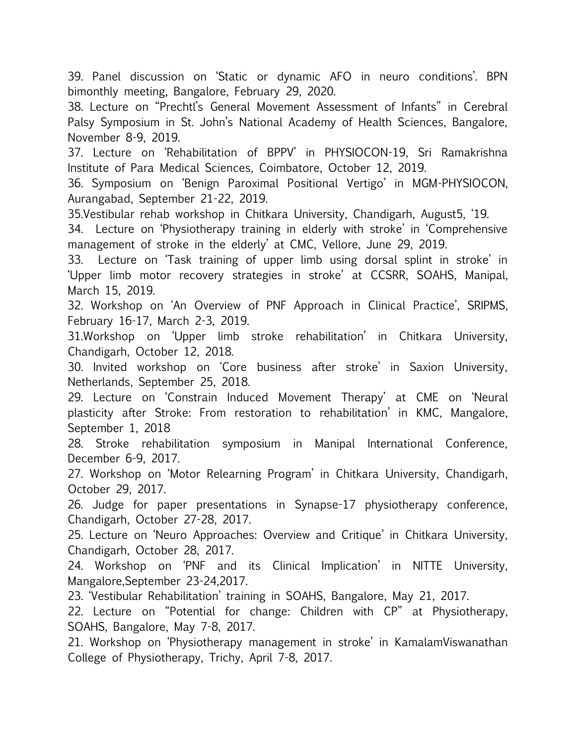39. Panel discussion on 'Static or dynamic AFO in neuro conditions'. BPN bimonthly meeting, Bangalore, February 29, 2020.

38. Lecture on "Prechtl's General Movement Assessment of Infants" in Cerebral Palsy Symposium in St. John's National Academy of Health Sciences, Bangalore, November 8-9, 2019.

37. Lecture on 'Rehabilitation of BPPV' in PHYSIOCON-19, Sri Ramakrishna Institute of Para Medical Sciences, Coimbatore, October 12, 2019.

36. Symposium on 'Benign Paroximal Positional Vertigo' in MGM-PHYSIOCON, Aurangabad, September 21-22, 2019.

35.Vestibular rehab workshop in Chitkara University, Chandigarh, August5, '19.

34. Lecture on 'Physiotherapy training in elderly with stroke' in 'Comprehensive management of stroke in the elderly' at CMC, Vellore, June 29, 2019.

33. Lecture on 'Task training of upper limb using dorsal splint in stroke' in 'Upper limb motor recovery strategies in stroke' at CCSRR, SOAHS, Manipal, March 15, 2019.

32. Workshop on 'An Overview of PNF Approach in Clinical Practice', SRIPMS, February 16-17, March 2-3, 2019.

31.Workshop on 'Upper limb stroke rehabilitation' in Chitkara University, Chandigarh, October 12, 2018.

30. Invited workshop on 'Core business after stroke' in Saxion University, Netherlands, September 25, 2018.

29. Lecture on 'Constrain Induced Movement Therapy' at CME on 'Neural plasticity after Stroke: From restoration to rehabilitation' in KMC, Mangalore, September 1, 2018

28. Stroke rehabilitation symposium in Manipal International Conference, December 6-9, 2017.

27. Workshop on 'Motor Relearning Program' in Chitkara University, Chandigarh, October 29, 2017.

26. Judge for paper presentations in Synapse-17 physiotherapy conference, Chandigarh, October 27-28, 2017.

25. Lecture on 'Neuro Approaches: Overview and Critique' in Chitkara University, Chandigarh, October 28, 2017.

24. Workshop on 'PNF and its Clinical Implication' in NITTE University, Mangalore,September 23-24,2017.

23. 'Vestibular Rehabilitation' training in SOAHS, Bangalore, May 21, 2017.

22. Lecture on "Potential for change: Children with CP" at Physiotherapy, SOAHS, Bangalore, May 7-8, 2017.

21. Workshop on 'Physiotherapy management in stroke' in KamalamViswanathan College of Physiotherapy, Trichy, April 7-8, 2017.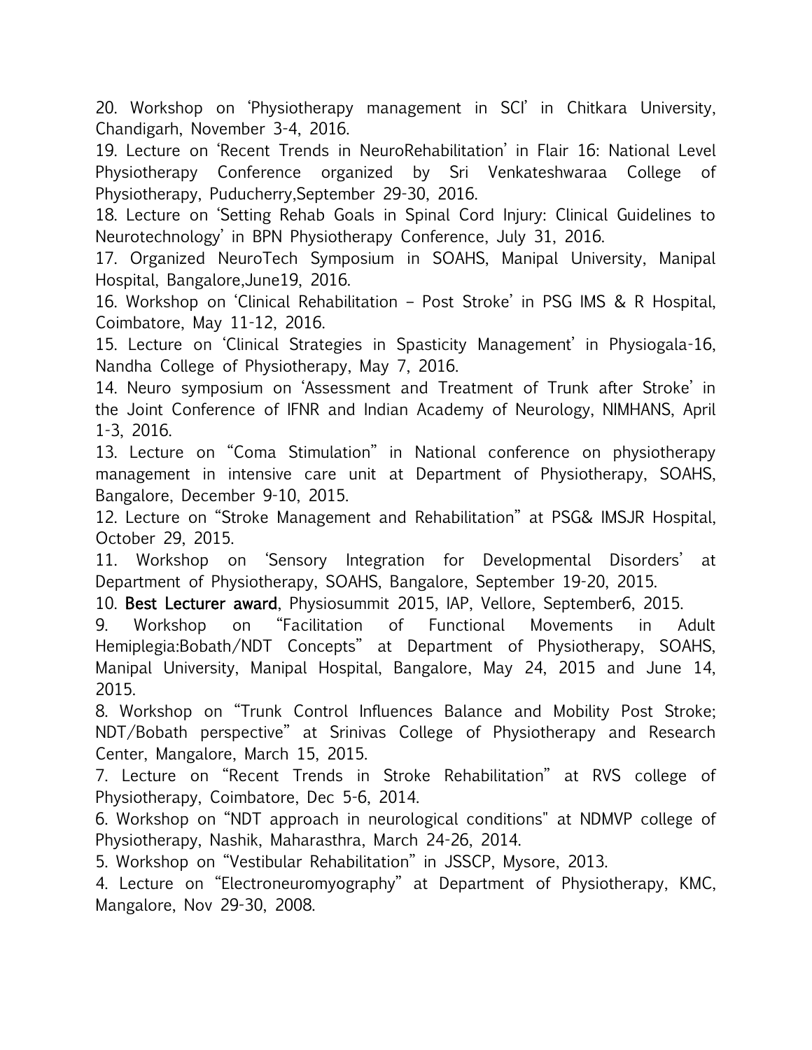20. Workshop on 'Physiotherapy management in SCI' in Chitkara University, Chandigarh, November 3-4, 2016.

19. Lecture on 'Recent Trends in NeuroRehabilitation' in Flair 16: National Level Physiotherapy Conference organized by Sri Venkateshwaraa College of Physiotherapy, Puducherry,September 29-30, 2016.

18. Lecture on 'Setting Rehab Goals in Spinal Cord Injury: Clinical Guidelines to Neurotechnology' in BPN Physiotherapy Conference, July 31, 2016.

17. Organized NeuroTech Symposium in SOAHS, Manipal University, Manipal Hospital, Bangalore,June19, 2016.

16. Workshop on 'Clinical Rehabilitation – Post Stroke' in PSG IMS & R Hospital, Coimbatore, May 11-12, 2016.

15. Lecture on 'Clinical Strategies in Spasticity Management' in Physiogala-16, Nandha College of Physiotherapy, May 7, 2016.

14. Neuro symposium on 'Assessment and Treatment of Trunk after Stroke' in the Joint Conference of IFNR and Indian Academy of Neurology, NIMHANS, April 1-3, 2016.

13. Lecture on "Coma Stimulation" in National conference on physiotherapy management in intensive care unit at Department of Physiotherapy, SOAHS, Bangalore, December 9-10, 2015.

12. Lecture on "Stroke Management and Rehabilitation" at PSG& IMSJR Hospital, October 29, 2015.

11. Workshop on 'Sensory Integration for Developmental Disorders' at Department of Physiotherapy, SOAHS, Bangalore, September 19-20, 2015.

10. **Best Lecturer award**, Physiosummit 2015, IAP, Vellore, September6, 2015.

9. Workshop on "Facilitation of Functional Movements in Adult Hemiplegia:Bobath/NDT Concepts" at Department of Physiotherapy, SOAHS, Manipal University, Manipal Hospital, Bangalore, May 24, 2015 and June 14, 2015.

8. Workshop on "Trunk Control Influences Balance and Mobility Post Stroke; NDT/Bobath perspective" at Srinivas College of Physiotherapy and Research Center, Mangalore, March 15, 2015.

7. Lecture on "Recent Trends in Stroke Rehabilitation" at RVS college of Physiotherapy, Coimbatore, Dec 5-6, 2014.

6. Workshop on "NDT approach in neurological conditions" at NDMVP college of Physiotherapy, Nashik, Maharasthra, March 24-26, 2014.

5. Workshop on "Vestibular Rehabilitation" in JSSCP, Mysore, 2013.

4. Lecture on "Electroneuromyography" at Department of Physiotherapy, KMC, Mangalore, Nov 29-30, 2008.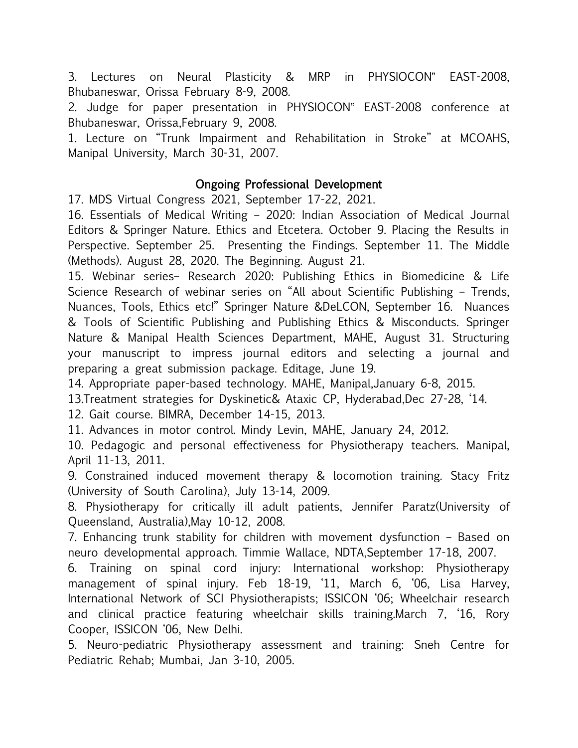3. Lectures on Neural Plasticity & MRP in PHYSIOCON" EAST-2008, Bhubaneswar, Orissa February 8-9, 2008.

2. Judge for paper presentation in PHYSIOCON" EAST-2008 conference at Bhubaneswar, Orissa,February 9, 2008.

1. Lecture on "Trunk Impairment and Rehabilitation in Stroke" at MCOAHS, Manipal University, March 30-31, 2007.

## Ongoing Professional Development

17. MDS Virtual Congress 2021, September 17-22, 2021.

16. Essentials of Medical Writing – 2020: Indian Association of Medical Journal Editors & Springer Nature. Ethics and Etcetera. October 9. Placing the Results in Perspective. September 25. Presenting the Findings. September 11. The Middle (Methods). August 28, 2020. The Beginning. August 21.

15. Webinar series– Research 2020: Publishing Ethics in Biomedicine & Life Science Research of webinar series on "All about Scientific Publishing – Trends, Nuances, Tools, Ethics etc!" Springer Nature &DeLCON, September 16. Nuances & Tools of Scientific Publishing and Publishing Ethics & Misconducts. Springer Nature & Manipal Health Sciences Department, MAHE, August 31. Structuring your manuscript to impress journal editors and selecting a journal and preparing a great submission package. Editage, June 19.

14. Appropriate paper-based technology. MAHE, Manipal,January 6-8, 2015.

13.Treatment strategies for Dyskinetic& Ataxic CP, Hyderabad,Dec 27-28, '14.

12. Gait course. BIMRA, December 14-15, 2013.

11. Advances in motor control. Mindy Levin, MAHE, January 24, 2012.

10. Pedagogic and personal effectiveness for Physiotherapy teachers. Manipal, April 11-13, 2011.

9. Constrained induced movement therapy & locomotion training. Stacy Fritz (University of South Carolina), July 13-14, 2009.

8. Physiotherapy for critically ill adult patients, Jennifer Paratz(University of Queensland, Australia),May 10-12, 2008.

7. Enhancing trunk stability for children with movement dysfunction – Based on neuro developmental approach. Timmie Wallace, NDTA,September 17-18, 2007.

6. Training on spinal cord injury: International workshop: Physiotherapy management of spinal injury. Feb 18-19, '11, March 6, '06, Lisa Harvey, International Network of SCI Physiotherapists; ISSICON '06; Wheelchair research and clinical practice featuring wheelchair skills training.March 7, '16, Rory Cooper, ISSICON '06, New Delhi.

5. Neuro-pediatric Physiotherapy assessment and training: Sneh Centre for Pediatric Rehab; Mumbai, Jan 3-10, 2005.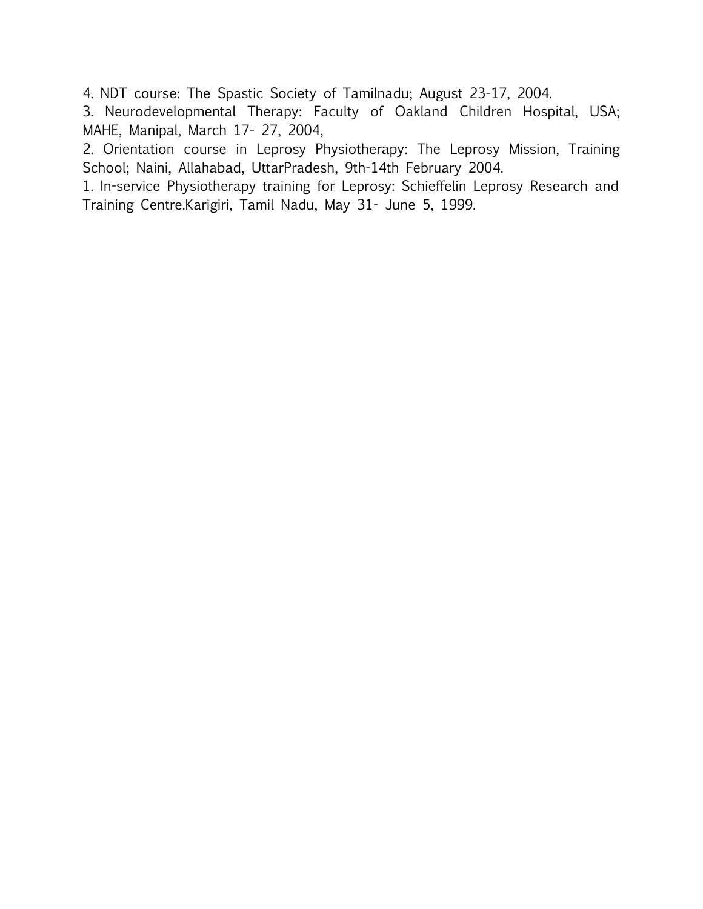4. NDT course: The Spastic Society of Tamilnadu; August 23-17, 2004.

3. Neurodevelopmental Therapy: Faculty of Oakland Children Hospital, USA; MAHE, Manipal, March 17- 27, 2004,

2. Orientation course in Leprosy Physiotherapy: The Leprosy Mission, Training School; Naini, Allahabad, UttarPradesh, 9th-14th February 2004.

1. In-service Physiotherapy training for Leprosy: Schieffelin Leprosy Research and Training Centre.Karigiri, Tamil Nadu, May 31- June 5, 1999.